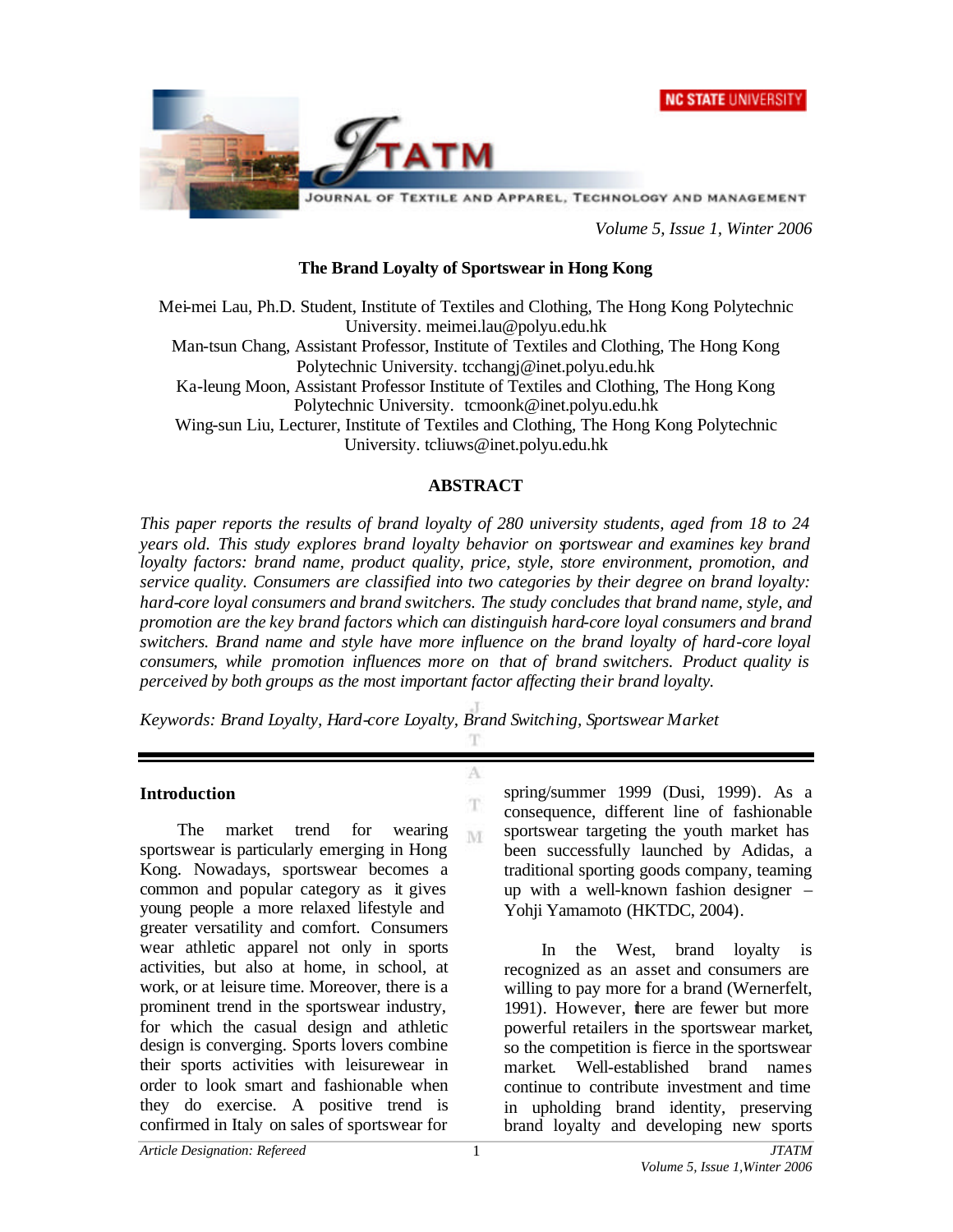# The Brand Loyalty of Sportswear in Hong Kong

Mei-mei Lau, Ph.D. Student, Institute of Textiles and Clothing, The Hong Kong Polytechnic University. meimei.lau@polyu.edu.hk
Man-tsun Chang, Assistant Professor, Institute of Textiles and Clothing, The Hong Kong Polytechnic University. tcchangj@inet.polyu.edu.hk
Ka-leung Moon, Assistant Professor Institute of Textiles and Clothing, The Hong Kong Polytechnic University. tcmoonk@inet.polyu.edu.hk
Wing-sun Liu, Lecturer, Institute of Textiles and Clothing, The Hong Kong Polytechnic University. tcliuws@inet.polyu.edu.hk

## ABSTRACT

*This paper reports the results of brand loyalty of 280 university students, aged from 18 to 24 years old. This study explores brand loyalty behavior on sportswear and examines key brand loyalty factors: brand name, product quality, price, style, store environment, promotion, and service quality. Consumers are classified into two categories by their degree on brand loyalty: hard-core loyal consumers and brand switchers. The study concludes that brand name, style, and promotion are the key brand factors which can distinguish hard-core loyal consumers and brand switchers. Brand name and style have more influence on the brand loyalty of hard-core loyal consumers, while promotion influences more on that of brand switchers. Product quality is perceived by both groups as the most important factor affecting their brand loyalty.*

*Keywords: Brand Loyalty, Hard-core Loyalty, Brand Switching, Sportswear Market*

## Introduction

The market trend for wearing sportswear is particularly emerging in Hong Kong. Nowadays, sportswear becomes a common and popular category as it gives young people a more relaxed lifestyle and greater versatility and comfort. Consumers wear athletic apparel not only in sports activities, but also at home, in school, at work, or at leisure time. Moreover, there is a prominent trend in the sportswear industry, for which the casual design and athletic design is converging. Sports lovers combine their sports activities with leisurewear in order to look smart and fashionable when they do exercise. A positive trend is confirmed in Italy on sales of sportswear for spring/summer 1999 (Dusi, 1999). As a consequence, different line of fashionable sportswear targeting the youth market has been successfully launched by Adidas, a traditional sporting goods company, teaming up with a well-known fashion designer – Yohji Yamamoto (HKTDC, 2004).

In the West, brand loyalty is recognized as an asset and consumers are willing to pay more for a brand (Wernerfelt, 1991). However, there are fewer but more powerful retailers in the sportswear market, so the competition is fierce in the sportswear market. Well-established brand names continue to contribute investment and time in upholding brand identity, preserving brand loyalty and developing new sports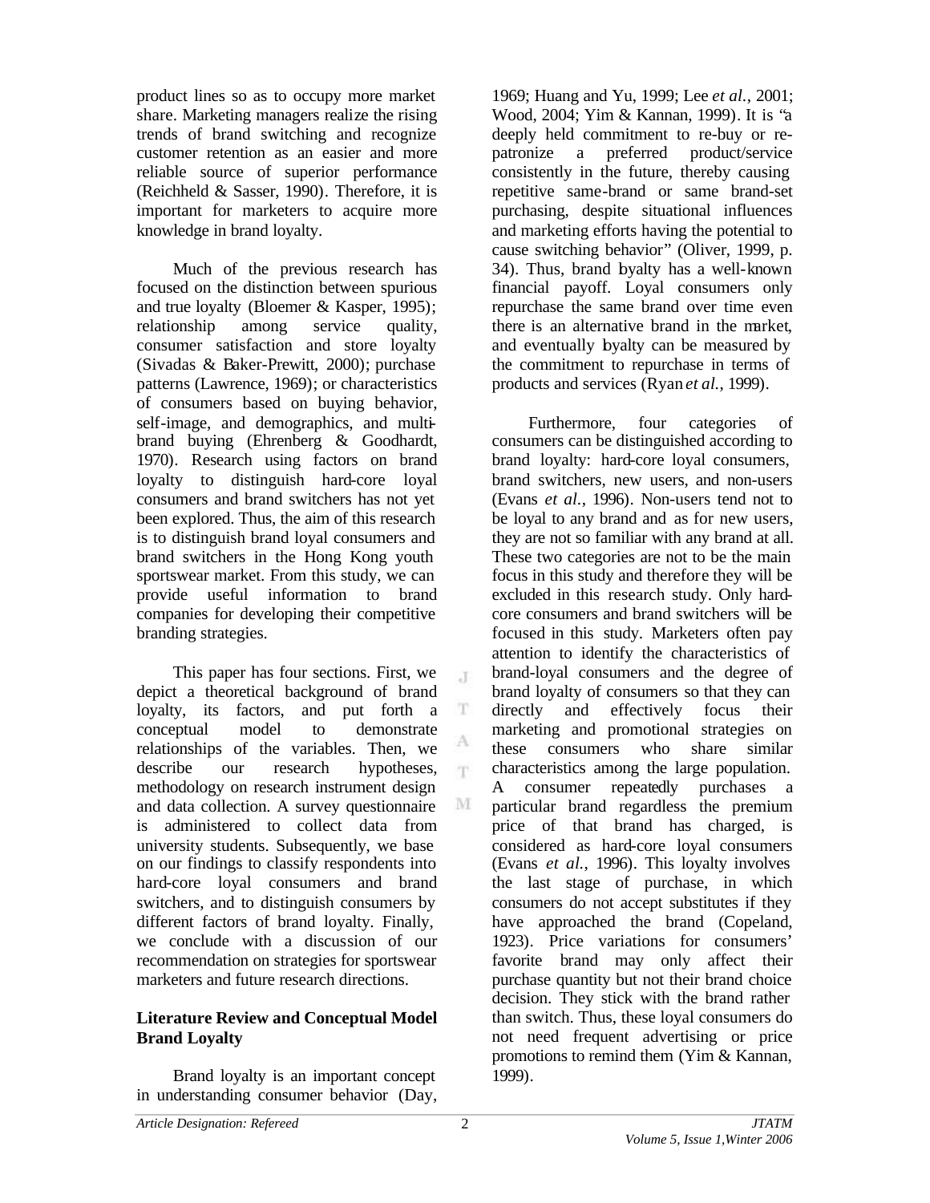product lines so as to occupy more market share. Marketing managers realize the rising trends of brand switching and recognize customer retention as an easier and more reliable source of superior performance (Reichheld & Sasser, 1990). Therefore, it is important for marketers to acquire more knowledge in brand loyalty.

Much of the previous research has focused on the distinction between spurious and true loyalty (Bloemer & Kasper, 1995); relationship among service quality, consumer satisfaction and store loyalty (Sivadas & Baker-Prewitt, 2000); purchase patterns (Lawrence, 1969); or characteristics of consumers based on buying behavior, self-image, and demographics, and multi-brand buying (Ehrenberg & Goodhardt, 1970). Research using factors on brand loyalty to distinguish hard-core loyal consumers and brand switchers has not yet been explored. Thus, the aim of this research is to distinguish brand loyal consumers and brand switchers in the Hong Kong youth sportswear market. From this study, we can provide useful information to brand companies for developing their competitive branding strategies.

This paper has four sections. First, we depict a theoretical background of brand loyalty, its factors, and put forth a conceptual model to demonstrate relationships of the variables. Then, we describe our research hypotheses, methodology on research instrument design and data collection. A survey questionnaire is administered to collect data from university students. Subsequently, we base on our findings to classify respondents into hard-core loyal consumers and brand switchers, and to distinguish consumers by different factors of brand loyalty. Finally, we conclude with a discussion of our recommendation on strategies for sportswear marketers and future research directions.

## Literature Review and Conceptual Model

### Brand Loyalty

Brand loyalty is an important concept in understanding consumer behavior (Day, 1969; Huang and Yu, 1999; Lee *et al.*, 2001; Wood, 2004; Yim & Kannan, 1999). It is "a deeply held commitment to re-buy or re-patronize a preferred product/service consistently in the future, thereby causing repetitive same-brand or same brand-set purchasing, despite situational influences and marketing efforts having the potential to cause switching behavior" (Oliver, 1999, p. 34). Thus, brand loyalty has a well-known financial payoff. Loyal consumers only repurchase the same brand over time even there is an alternative brand in the market, and eventually loyalty can be measured by the commitment to repurchase in terms of products and services (Ryan *et al.*, 1999).

Furthermore, four categories of consumers can be distinguished according to brand loyalty: hard-core loyal consumers, brand switchers, new users, and non-users (Evans *et al.*, 1996). Non-users tend not to be loyal to any brand and as for new users, they are not so familiar with any brand at all. These two categories are not to be the main focus in this study and therefore they will be excluded in this research study. Only hard-core consumers and brand switchers will be focused in this study. Marketers often pay attention to identify the characteristics of brand-loyal consumers and the degree of brand loyalty of consumers so that they can directly and effectively focus their marketing and promotional strategies on these consumers who share similar characteristics among the large population. A consumer repeatedly purchases a particular brand regardless the premium price of that brand has charged, is considered as hard-core loyal consumers (Evans *et al.*, 1996). This loyalty involves the last stage of purchase, in which consumers do not accept substitutes if they have approached the brand (Copeland, 1923). Price variations for consumers' favorite brand may only affect their purchase quantity but not their brand choice decision. They stick with the brand rather than switch. Thus, these loyal consumers do not need frequent advertising or price promotions to remind them (Yim & Kannan, 1999).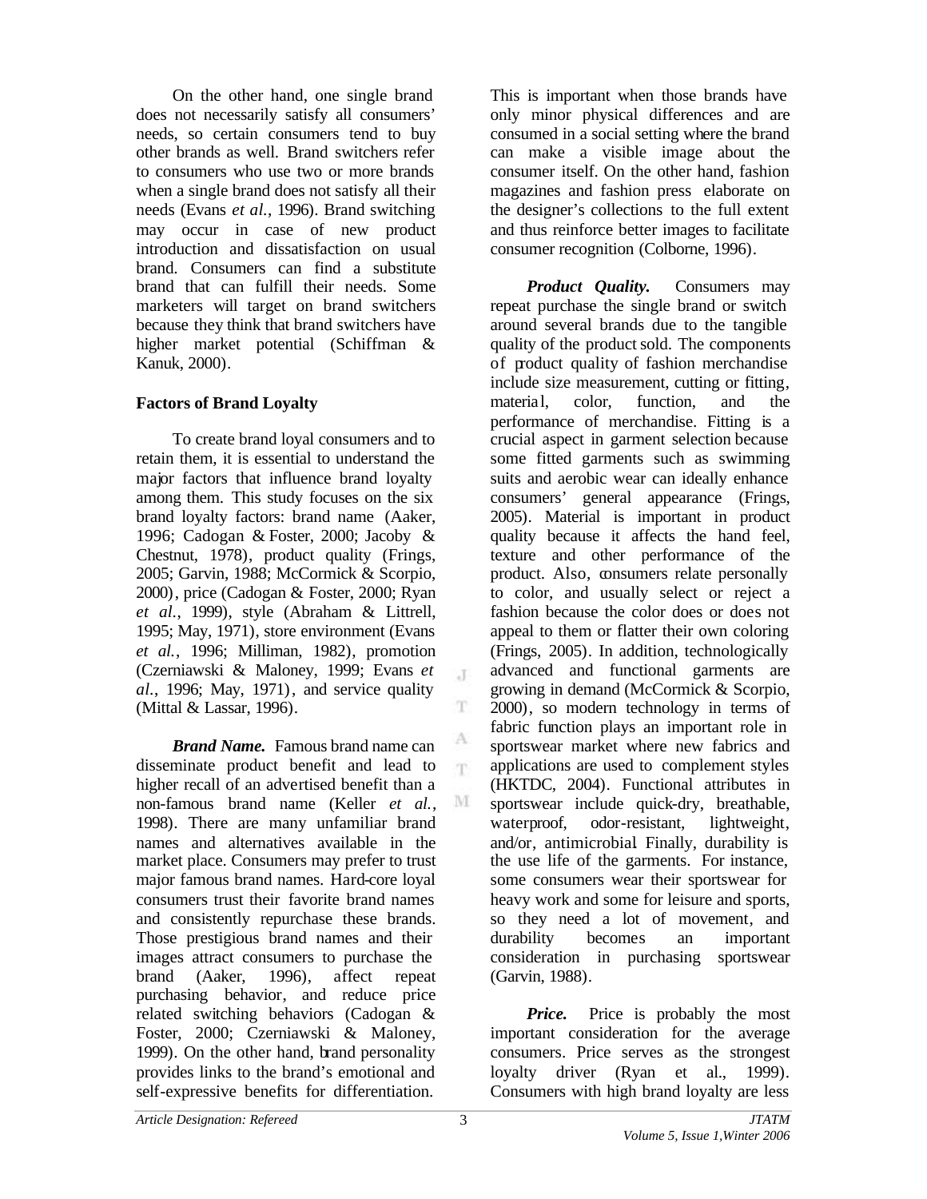On the other hand, one single brand does not necessarily satisfy all consumers' needs, so certain consumers tend to buy other brands as well. Brand switchers refer to consumers who use two or more brands when a single brand does not satisfy all their needs (Evans *et al.*, 1996). Brand switching may occur in case of new product introduction and dissatisfaction on usual brand. Consumers can find a substitute brand that can fulfill their needs. Some marketers will target on brand switchers because they think that brand switchers have higher market potential (Schiffman & Kanuk, 2000).

## Factors of Brand Loyalty

To create brand loyal consumers and to retain them, it is essential to understand the major factors that influence brand loyalty among them. This study focuses on the six brand loyalty factors: brand name (Aaker, 1996; Cadogan & Foster, 2000; Jacoby & Chestnut, 1978), product quality (Frings, 2005; Garvin, 1988; McCormick & Scorpio, 2000), price (Cadogan & Foster, 2000; Ryan *et al.*, 1999), style (Abraham & Littrell, 1995; May, 1971), store environment (Evans *et al.*, 1996; Milliman, 1982), promotion (Czerniawski & Maloney, 1999; Evans *et al.*, 1996; May, 1971), and service quality (Mittal & Lassar, 1996).

***Brand Name.*** Famous brand name can disseminate product benefit and lead to higher recall of an advertised benefit than a non-famous brand name (Keller *et al.*, 1998). There are many unfamiliar brand names and alternatives available in the market place. Consumers may prefer to trust major famous brand names. Hard-core loyal consumers trust their favorite brand names and consistently repurchase these brands. Those prestigious brand names and their images attract consumers to purchase the brand (Aaker, 1996), affect repeat purchasing behavior, and reduce price related switching behaviors (Cadogan & Foster, 2000; Czerniawski & Maloney, 1999). On the other hand, brand personality provides links to the brand's emotional and self-expressive benefits for differentiation. This is important when those brands have only minor physical differences and are consumed in a social setting where the brand can make a visible image about the consumer itself. On the other hand, fashion magazines and fashion press elaborate on the designer's collections to the full extent and thus reinforce better images to facilitate consumer recognition (Colborne, 1996).

***Product Quality.*** Consumers may repeat purchase the single brand or switch around several brands due to the tangible quality of the product sold. The components of product quality of fashion merchandise include size measurement, cutting or fitting, material, color, function, and the performance of merchandise. Fitting is a crucial aspect in garment selection because some fitted garments such as swimming suits and aerobic wear can ideally enhance consumers' general appearance (Frings, 2005). Material is important in product quality because it affects the hand feel, texture and other performance of the product. Also, consumers relate personally to color, and usually select or reject a fashion because the color does or does not appeal to them or flatter their own coloring (Frings, 2005). In addition, technologically advanced and functional garments are growing in demand (McCormick & Scorpio, 2000), so modern technology in terms of fabric function plays an important role in sportswear market where new fabrics and applications are used to complement styles (HKTDC, 2004). Functional attributes in sportswear include quick-dry, breathable, waterproof, odor-resistant, lightweight, and/or, antimicrobial. Finally, durability is the use life of the garments. For instance, some consumers wear their sportswear for heavy work and some for leisure and sports, so they need a lot of movement, and durability becomes an important consideration in purchasing sportswear (Garvin, 1988).

***Price.*** Price is probably the most important consideration for the average consumers. Price serves as the strongest loyalty driver (Ryan et al., 1999). Consumers with high brand loyalty are less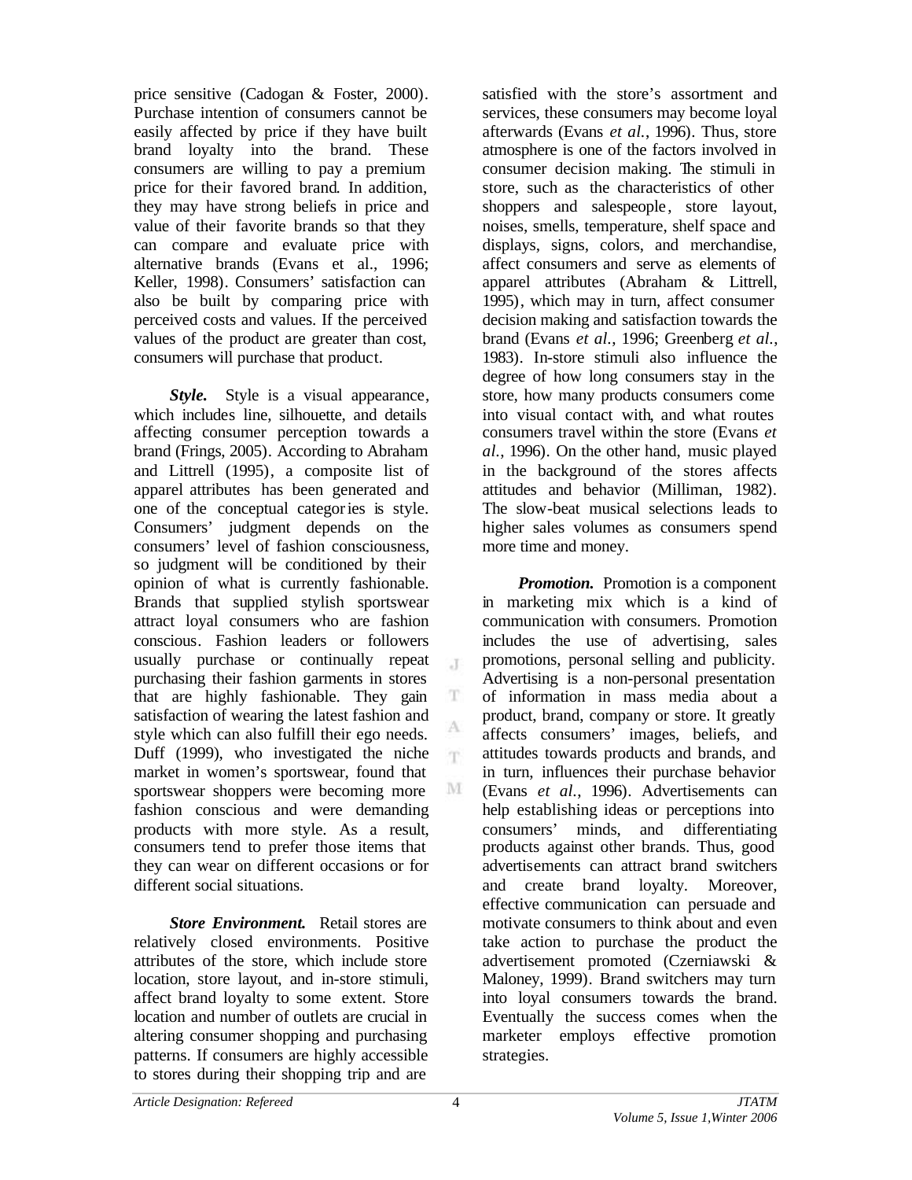price sensitive (Cadogan & Foster, 2000). Purchase intention of consumers cannot be easily affected by price if they have built brand loyalty into the brand. These consumers are willing to pay a premium price for their favored brand. In addition, they may have strong beliefs in price and value of their favorite brands so that they can compare and evaluate price with alternative brands (Evans et al., 1996; Keller, 1998). Consumers' satisfaction can also be built by comparing price with perceived costs and values. If the perceived values of the product are greater than cost, consumers will purchase that product.

***Style.*** Style is a visual appearance, which includes line, silhouette, and details affecting consumer perception towards a brand (Frings, 2005). According to Abraham and Littrell (1995), a composite list of apparel attributes has been generated and one of the conceptual categories is style. Consumers' judgment depends on the consumers' level of fashion consciousness, so judgment will be conditioned by their opinion of what is currently fashionable. Brands that supplied stylish sportswear attract loyal consumers who are fashion conscious. Fashion leaders or followers usually purchase or continually repeat purchasing their fashion garments in stores that are highly fashionable. They gain satisfaction of wearing the latest fashion and style which can also fulfill their ego needs. Duff (1999), who investigated the niche market in women's sportswear, found that sportswear shoppers were becoming more fashion conscious and were demanding products with more style. As a result, consumers tend to prefer those items that they can wear on different occasions or for different social situations.

***Store Environment.*** Retail stores are relatively closed environments. Positive attributes of the store, which include store location, store layout, and in-store stimuli, affect brand loyalty to some extent. Store location and number of outlets are crucial in altering consumer shopping and purchasing patterns. If consumers are highly accessible to stores during their shopping trip and are satisfied with the store's assortment and services, these consumers may become loyal afterwards (Evans *et al.*, 1996). Thus, store atmosphere is one of the factors involved in consumer decision making. The stimuli in store, such as the characteristics of other shoppers and salespeople, store layout, noises, smells, temperature, shelf space and displays, signs, colors, and merchandise, affect consumers and serve as elements of apparel attributes (Abraham & Littrell, 1995), which may in turn, affect consumer decision making and satisfaction towards the brand (Evans *et al.*, 1996; Greenberg *et al.*, 1983). In-store stimuli also influence the degree of how long consumers stay in the store, how many products consumers come into visual contact with, and what routes consumers travel within the store (Evans *et al.*, 1996). On the other hand, music played in the background of the stores affects attitudes and behavior (Milliman, 1982). The slow-beat musical selections leads to higher sales volumes as consumers spend more time and money.

***Promotion.*** Promotion is a component in marketing mix which is a kind of communication with consumers. Promotion includes the use of advertising, sales promotions, personal selling and publicity. Advertising is a non-personal presentation of information in mass media about a product, brand, company or store. It greatly affects consumers' images, beliefs, and attitudes towards products and brands, and in turn, influences their purchase behavior (Evans *et al.*, 1996). Advertisements can help establishing ideas or perceptions into consumers' minds, and differentiating products against other brands. Thus, good advertisements can attract brand switchers and create brand loyalty. Moreover, effective communication can persuade and motivate consumers to think about and even take action to purchase the product the advertisement promoted (Czerniawski & Maloney, 1999). Brand switchers may turn into loyal consumers towards the brand. Eventually the success comes when the marketer employs effective promotion strategies.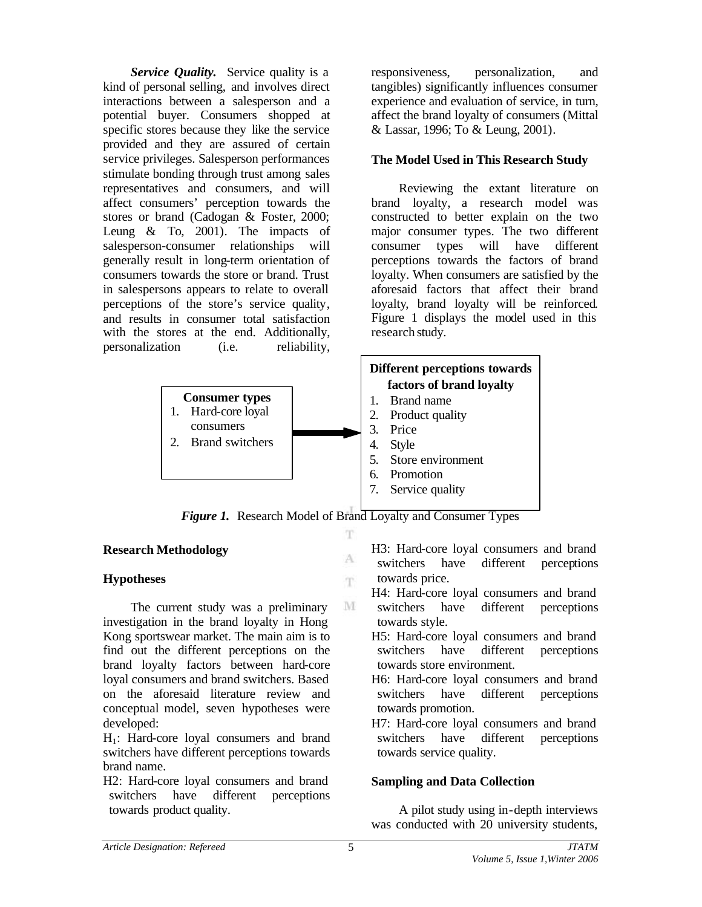***Service Quality.*** Service quality is a kind of personal selling, and involves direct interactions between a salesperson and a potential buyer. Consumers shopped at specific stores because they like the service provided and they are assured of certain service privileges. Salesperson performances stimulate bonding through trust among sales representatives and consumers, and will affect consumers' perception towards the stores or brand (Cadogan & Foster, 2000; Leung & To, 2001). The impacts of salesperson-consumer relationships will generally result in long-term orientation of consumers towards the store or brand. Trust in salespersons appears to relate to overall perceptions of the store's service quality, and results in consumer total satisfaction with the stores at the end. Additionally, personalization (i.e. reliability, responsiveness, personalization, and tangibles) significantly influences consumer experience and evaluation of service, in turn, affect the brand loyalty of consumers (Mittal & Lassar, 1996; To & Leung, 2001).

**The Model Used in This Research Study**

Reviewing the extant literature on brand loyalty, a research model was constructed to better explain on the two major consumer types. The two different consumer types will have different perceptions towards the factors of brand loyalty. When consumers are satisfied by the aforesaid factors that affect their brand loyalty, brand loyalty will be reinforced. Figure 1 displays the model used in this research study.

**Consumer types**
1. Hard-core loyal consumers
2. Brand switchers

→

**Different perceptions towards factors of brand loyalty**
1. Brand name
2. Product quality
3. Price
4. Style
5. Store environment
6. Promotion
7. Service quality

***Figure 1.*** Research Model of Brand Loyalty and Consumer Types

**Research Methodology**

**Hypotheses**

The current study was a preliminary investigation in the brand loyalty in Hong Kong sportswear market. The main aim is to find out the different perceptions on the brand loyalty factors between hard-core loyal consumers and brand switchers. Based on the aforesaid literature review and conceptual model, seven hypotheses were developed:

$H_1$: Hard-core loyal consumers and brand switchers have different perceptions towards brand name.

H2: Hard-core loyal consumers and brand switchers have different perceptions towards product quality.

H3: Hard-core loyal consumers and brand switchers have different perceptions towards price.

H4: Hard-core loyal consumers and brand switchers have different perceptions towards style.

H5: Hard-core loyal consumers and brand switchers have different perceptions towards store environment.

H6: Hard-core loyal consumers and brand switchers have different perceptions towards promotion.

H7: Hard-core loyal consumers and brand switchers have different perceptions towards service quality.

**Sampling and Data Collection**

A pilot study using in-depth interviews was conducted with 20 university students,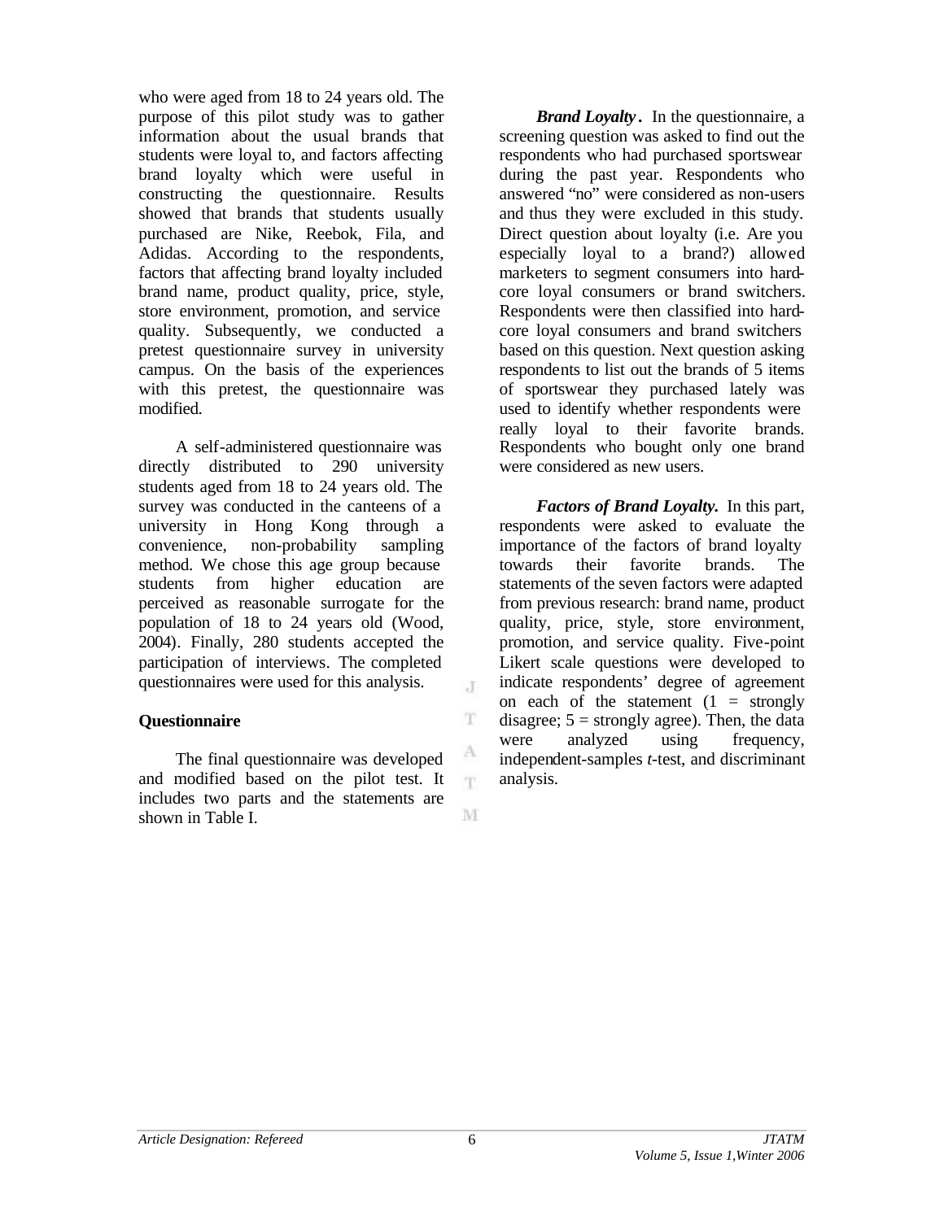who were aged from 18 to 24 years old. The purpose of this pilot study was to gather information about the usual brands that students were loyal to, and factors affecting brand loyalty which were useful in constructing the questionnaire. Results showed that brands that students usually purchased are Nike, Reebok, Fila, and Adidas. According to the respondents, factors that affecting brand loyalty included brand name, product quality, price, style, store environment, promotion, and service quality. Subsequently, we conducted a pretest questionnaire survey in university campus. On the basis of the experiences with this pretest, the questionnaire was modified.

A self-administered questionnaire was directly distributed to 290 university students aged from 18 to 24 years old. The survey was conducted in the canteens of a university in Hong Kong through a convenience, non-probability sampling method. We chose this age group because students from higher education are perceived as reasonable surrogate for the population of 18 to 24 years old (Wood, 2004). Finally, 280 students accepted the participation of interviews. The completed questionnaires were used for this analysis.

### Questionnaire

The final questionnaire was developed and modified based on the pilot test. It includes two parts and the statements are shown in Table I.

***Brand Loyalty.*** In the questionnaire, a screening question was asked to find out the respondents who had purchased sportswear during the past year. Respondents who answered "no" were considered as non-users and thus they were excluded in this study. Direct question about loyalty (i.e. Are you especially loyal to a brand?) allowed marketers to segment consumers into hard-core loyal consumers or brand switchers. Respondents were then classified into hard-core loyal consumers and brand switchers based on this question. Next question asking respondents to list out the brands of 5 items of sportswear they purchased lately was used to identify whether respondents were really loyal to their favorite brands. Respondents who bought only one brand were considered as new users.

***Factors of Brand Loyalty.*** In this part, respondents were asked to evaluate the importance of the factors of brand loyalty towards their favorite brands. The statements of the seven factors were adapted from previous research: brand name, product quality, price, style, store environment, promotion, and service quality. Five-point Likert scale questions were developed to indicate respondents' degree of agreement on each of the statement (1 = strongly disagree; 5 = strongly agree). Then, the data were analyzed using frequency, independent-samples *t*-test, and discriminant analysis.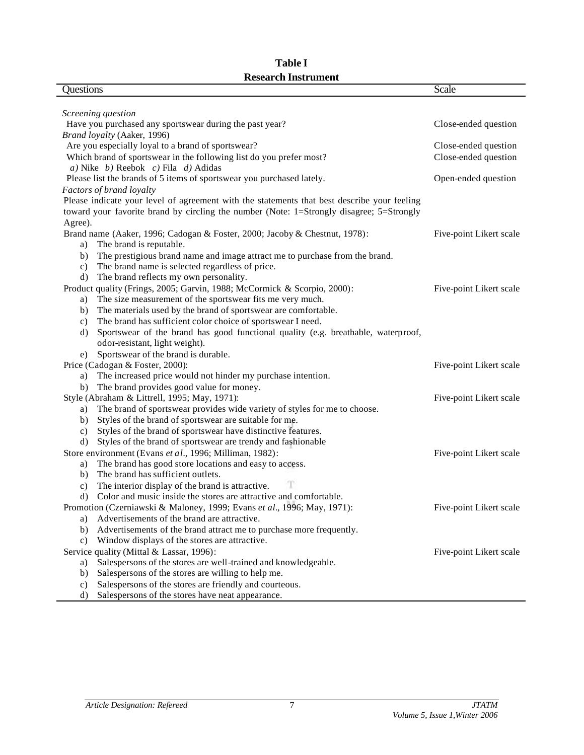**Table I**
**Research Instrument**

| Questions | Scale |
|---|---|
| *Screening question* | |
| Have you purchased any sportswear during the past year? | Close-ended question |
| *Brand loyalty* (Aaker, 1996) | |
| Are you especially loyal to a brand of sportswear? | Close-ended question |
| Which brand of sportswear in the following list do you prefer most? *a)* Nike *b)* Reebok *c)* Fila *d)* Adidas | Close-ended question |
| Please list the brands of 5 items of sportswear you purchased lately. | Open-ended question |
| *Factors of brand loyalty* | |
| Please indicate your level of agreement with the statements that best describe your feeling toward your favorite brand by circling the number (Note: 1=Strongly disagree; 5=Strongly Agree). | |
| Brand name (Aaker, 1996; Cadogan & Foster, 2000; Jacoby & Chestnut, 1978): | Five-point Likert scale |
| a) The brand is reputable. | |
| b) The prestigious brand name and image attract me to purchase from the brand. | |
| c) The brand name is selected regardless of price. | |
| d) The brand reflects my own personality. | |
| Product quality (Frings, 2005; Garvin, 1988; McCormick & Scorpio, 2000): | Five-point Likert scale |
| a) The size measurement of the sportswear fits me very much. | |
| b) The materials used by the brand of sportswear are comfortable. | |
| c) The brand has sufficient color choice of sportswear I need. | |
| d) Sportswear of the brand has good functional quality (e.g. breathable, waterproof, odor-resistant, light weight). | |
| e) Sportswear of the brand is durable. | |
| Price (Cadogan & Foster, 2000): | Five-point Likert scale |
| a) The increased price would not hinder my purchase intention. | |
| b) The brand provides good value for money. | |
| Style (Abraham & Littrell, 1995; May, 1971): | Five-point Likert scale |
| a) The brand of sportswear provides wide variety of styles for me to choose. | |
| b) Styles of the brand of sportswear are suitable for me. | |
| c) Styles of the brand of sportswear have distinctive features. | |
| d) Styles of the brand of sportswear are trendy and fashionable | |
| Store environment (Evans *et al*., 1996; Milliman, 1982): | Five-point Likert scale |
| a) The brand has good store locations and easy to access. | |
| b) The brand has sufficient outlets. | |
| c) The interior display of the brand is attractive. | |
| d) Color and music inside the stores are attractive and comfortable. | |
| Promotion (Czerniawski & Maloney, 1999; Evans *et al*., 1996; May, 1971): | Five-point Likert scale |
| a) Advertisements of the brand are attractive. | |
| b) Advertisements of the brand attract me to purchase more frequently. | |
| c) Window displays of the stores are attractive. | |
| Service quality (Mittal & Lassar, 1996): | Five-point Likert scale |
| a) Salespersons of the stores are well-trained and knowledgeable. | |
| b) Salespersons of the stores are willing to help me. | |
| c) Salespersons of the stores are friendly and courteous. | |
| d) Salespersons of the stores have neat appearance. | |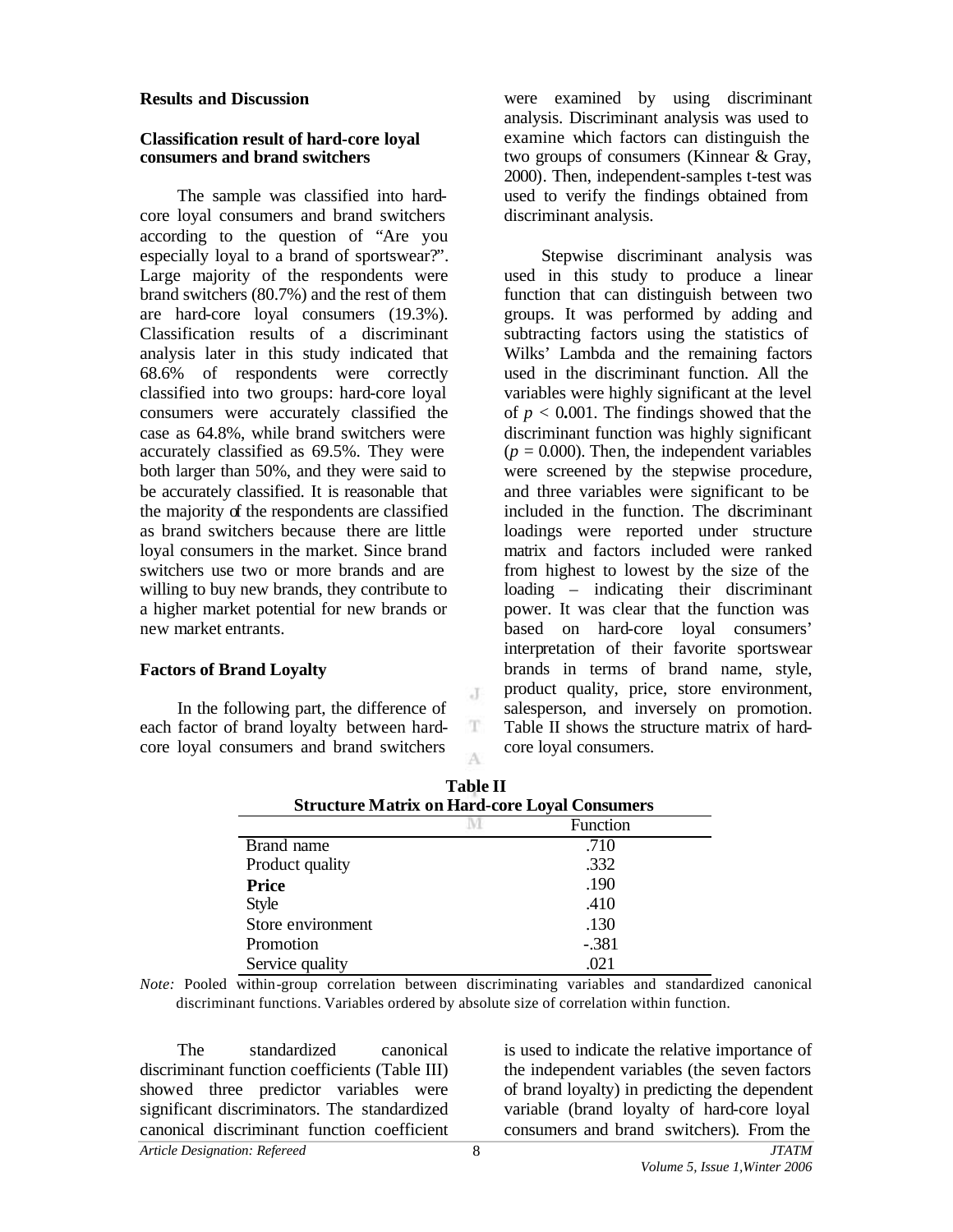## Results and Discussion

### Classification result of hard-core loyal consumers and brand switchers

The sample was classified into hard-core loyal consumers and brand switchers according to the question of "Are you especially loyal to a brand of sportswear?". Large majority of the respondents were brand switchers (80.7%) and the rest of them are hard-core loyal consumers (19.3%). Classification results of a discriminant analysis later in this study indicated that 68.6% of respondents were correctly classified into two groups: hard-core loyal consumers were accurately classified the case as 64.8%, while brand switchers were accurately classified as 69.5%. They were both larger than 50%, and they were said to be accurately classified. It is reasonable that the majority of the respondents are classified as brand switchers because there are little loyal consumers in the market. Since brand switchers use two or more brands and are willing to buy new brands, they contribute to a higher market potential for new brands or new market entrants.

### Factors of Brand Loyalty

In the following part, the difference of each factor of brand loyalty between hard-core loyal consumers and brand switchers were examined by using discriminant analysis. Discriminant analysis was used to examine which factors can distinguish the two groups of consumers (Kinnear & Gray, 2000). Then, independent-samples t-test was used to verify the findings obtained from discriminant analysis.

Stepwise discriminant analysis was used in this study to produce a linear function that can distinguish between two groups. It was performed by adding and subtracting factors using the statistics of Wilks' Lambda and the remaining factors used in the discriminant function. All the variables were highly significant at the level of $p < 0.001$. The findings showed that the discriminant function was highly significant ($p = 0.000$). Then, the independent variables were screened by the stepwise procedure, and three variables were significant to be included in the function. The discriminant loadings were reported under structure matrix and factors included were ranked from highest to lowest by the size of the loading – indicating their discriminant power. It was clear that the function was based on hard-core loyal consumers' interpretation of their favorite sportswear brands in terms of brand name, style, product quality, price, store environment, salesperson, and inversely on promotion. Table II shows the structure matrix of hard-core loyal consumers.

**Table II**
**Structure Matrix on Hard-core Loyal Consumers**

| | Function |
|---|---|
| Brand name | .710 |
| Product quality | .332 |
| **Price** | .190 |
| Style | .410 |
| Store environment | .130 |
| Promotion | -.381 |
| Service quality | .021 |

*Note:* Pooled within-group correlation between discriminating variables and standardized canonical discriminant functions. Variables ordered by absolute size of correlation within function.

The standardized canonical discriminant function coefficients (Table III) showed three predictor variables were significant discriminators. The standardized canonical discriminant function coefficient is used to indicate the relative importance of the independent variables (the seven factors of brand loyalty) in predicting the dependent variable (brand loyalty of hard-core loyal consumers and brand switchers). From the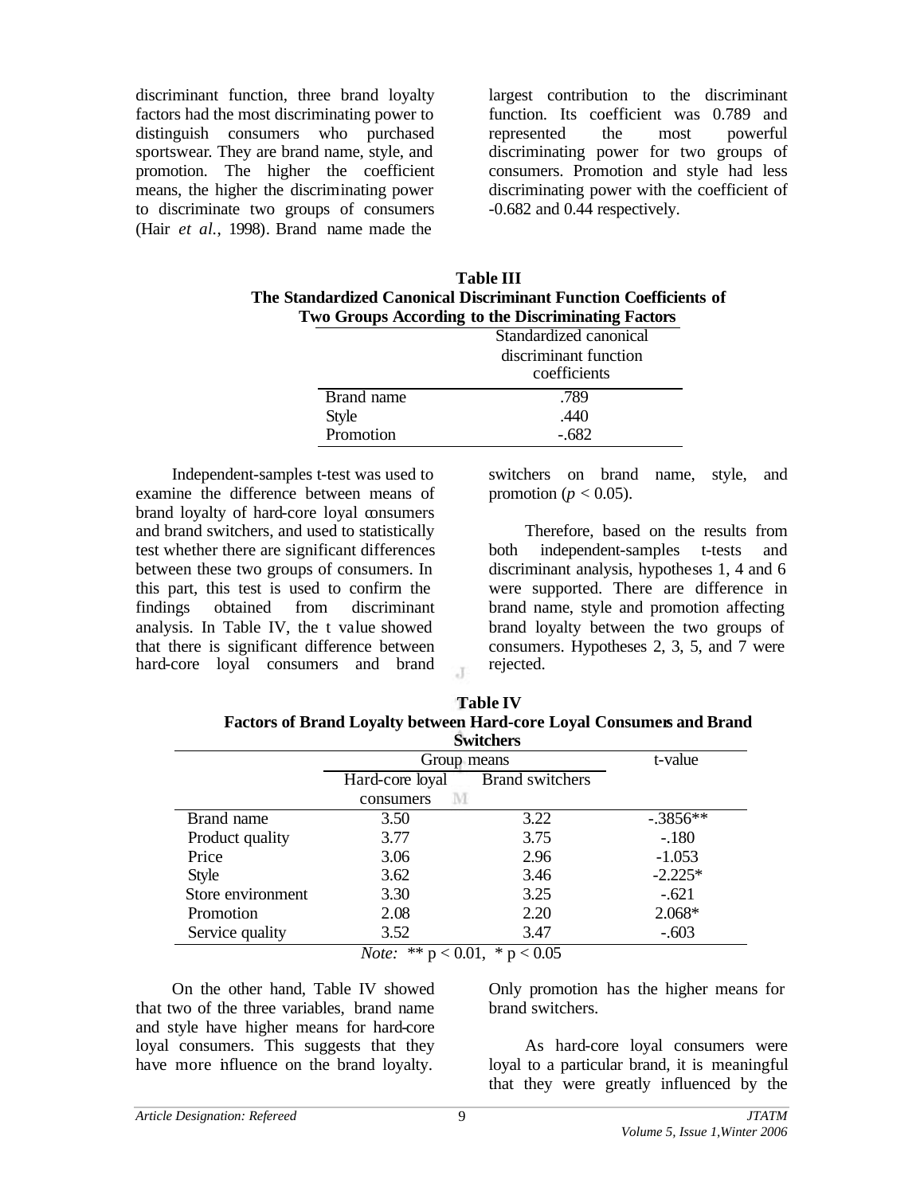discriminant function, three brand loyalty factors had the most discriminating power to distinguish consumers who purchased sportswear. They are brand name, style, and promotion. The higher the coefficient means, the higher the discriminating power to discriminate two groups of consumers (Hair *et al.*, 1998). Brand name made the largest contribution to the discriminant function. Its coefficient was 0.789 and represented the most powerful discriminating power for two groups of consumers. Promotion and style had less discriminating power with the coefficient of -0.682 and 0.44 respectively.

**Table III**
**The Standardized Canonical Discriminant Function Coefficients of Two Groups According to the Discriminating Factors**

| | Standardized canonical discriminant function coefficients |
|---|---|
| Brand name | .789 |
| Style | .440 |
| Promotion | -.682 |

Independent-samples t-test was used to examine the difference between means of brand loyalty of hard-core loyal consumers and brand switchers, and used to statistically test whether there are significant differences between these two groups of consumers. In this part, this test is used to confirm the findings obtained from discriminant analysis. In Table IV, the t value showed that there is significant difference between hard-core loyal consumers and brand switchers on brand name, style, and promotion ($p < 0.05$).

Therefore, based on the results from both independent-samples t-tests and discriminant analysis, hypotheses 1, 4 and 6 were supported. There are difference in brand name, style and promotion affecting brand loyalty between the two groups of consumers. Hypotheses 2, 3, 5, and 7 were rejected.

**Table IV**
**Factors of Brand Loyalty between Hard-core Loyal Consumers and Brand Switchers**

| | Group means | | t-value |
|---|---|---|---|
| | Hard-core loyal consumers | Brand switchers | |
| Brand name | 3.50 | 3.22 | -.3856** |
| Product quality | 3.77 | 3.75 | -.180 |
| Price | 3.06 | 2.96 | -1.053 |
| Style | 3.62 | 3.46 | -2.225* |
| Store environment | 3.30 | 3.25 | -.621 |
| Promotion | 2.08 | 2.20 | 2.068* |
| Service quality | 3.52 | 3.47 | -.603 |

*Note:* ** $p < 0.01$, * $p < 0.05$

On the other hand, Table IV showed that two of the three variables, brand name and style have higher means for hard-core loyal consumers. This suggests that they have more influence on the brand loyalty. Only promotion has the higher means for brand switchers.

As hard-core loyal consumers were loyal to a particular brand, it is meaningful that they were greatly influenced by the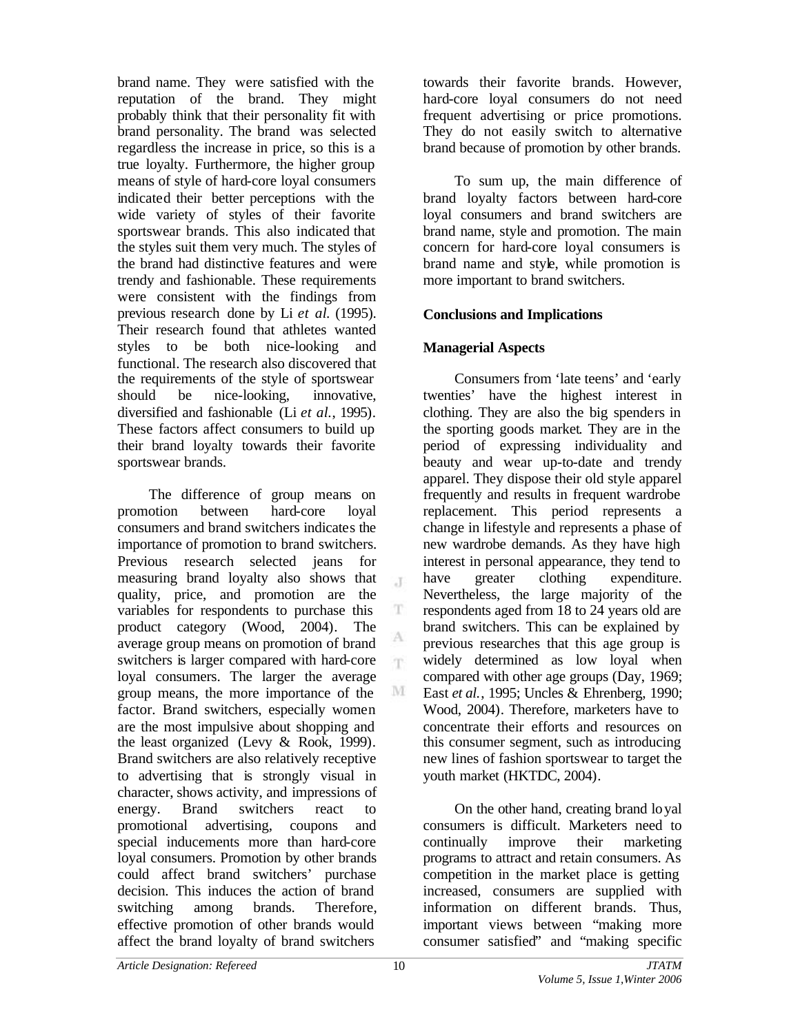brand name. They were satisfied with the reputation of the brand. They might probably think that their personality fit with brand personality. The brand was selected regardless the increase in price, so this is a true loyalty. Furthermore, the higher group means of style of hard-core loyal consumers indicated their better perceptions with the wide variety of styles of their favorite sportswear brands. This also indicated that the styles suit them very much. The styles of the brand had distinctive features and were trendy and fashionable. These requirements were consistent with the findings from previous research done by Li *et al.* (1995). Their research found that athletes wanted styles to be both nice-looking and functional. The research also discovered that the requirements of the style of sportswear should be nice-looking, innovative, diversified and fashionable (Li *et al.*, 1995). These factors affect consumers to build up their brand loyalty towards their favorite sportswear brands.

The difference of group means on promotion between hard-core loyal consumers and brand switchers indicates the importance of promotion to brand switchers. Previous research selected jeans for measuring brand loyalty also shows that quality, price, and promotion are the variables for respondents to purchase this product category (Wood, 2004). The average group means on promotion of brand switchers is larger compared with hard-core loyal consumers. The larger the average group means, the more importance of the factor. Brand switchers, especially women are the most impulsive about shopping and the least organized (Levy & Rook, 1999). Brand switchers are also relatively receptive to advertising that is strongly visual in character, shows activity, and impressions of energy. Brand switchers react to promotional advertising, coupons and special inducements more than hard-core loyal consumers. Promotion by other brands could affect brand switchers' purchase decision. This induces the action of brand switching among brands. Therefore, effective promotion of other brands would affect the brand loyalty of brand switchers towards their favorite brands. However, hard-core loyal consumers do not need frequent advertising or price promotions. They do not easily switch to alternative brand because of promotion by other brands.

To sum up, the main difference of brand loyalty factors between hard-core loyal consumers and brand switchers are brand name, style and promotion. The main concern for hard-core loyal consumers is brand name and style, while promotion is more important to brand switchers.

## Conclusions and Implications

### Managerial Aspects

Consumers from 'late teens' and 'early twenties' have the highest interest in clothing. They are also the big spenders in the sporting goods market. They are in the period of expressing individuality and beauty and wear up-to-date and trendy apparel. They dispose their old style apparel frequently and results in frequent wardrobe replacement. This period represents a change in lifestyle and represents a phase of new wardrobe demands. As they have high interest in personal appearance, they tend to have greater clothing expenditure. Nevertheless, the large majority of the respondents aged from 18 to 24 years old are brand switchers. This can be explained by previous researches that this age group is widely determined as low loyal when compared with other age groups (Day, 1969; East *et al.*, 1995; Uncles & Ehrenberg, 1990; Wood, 2004). Therefore, marketers have to concentrate their efforts and resources on this consumer segment, such as introducing new lines of fashion sportswear to target the youth market (HKTDC, 2004).

On the other hand, creating brand loyal consumers is difficult. Marketers need to continually improve their marketing programs to attract and retain consumers. As competition in the market place is getting increased, consumers are supplied with information on different brands. Thus, important views between "making more consumer satisfied" and "making specific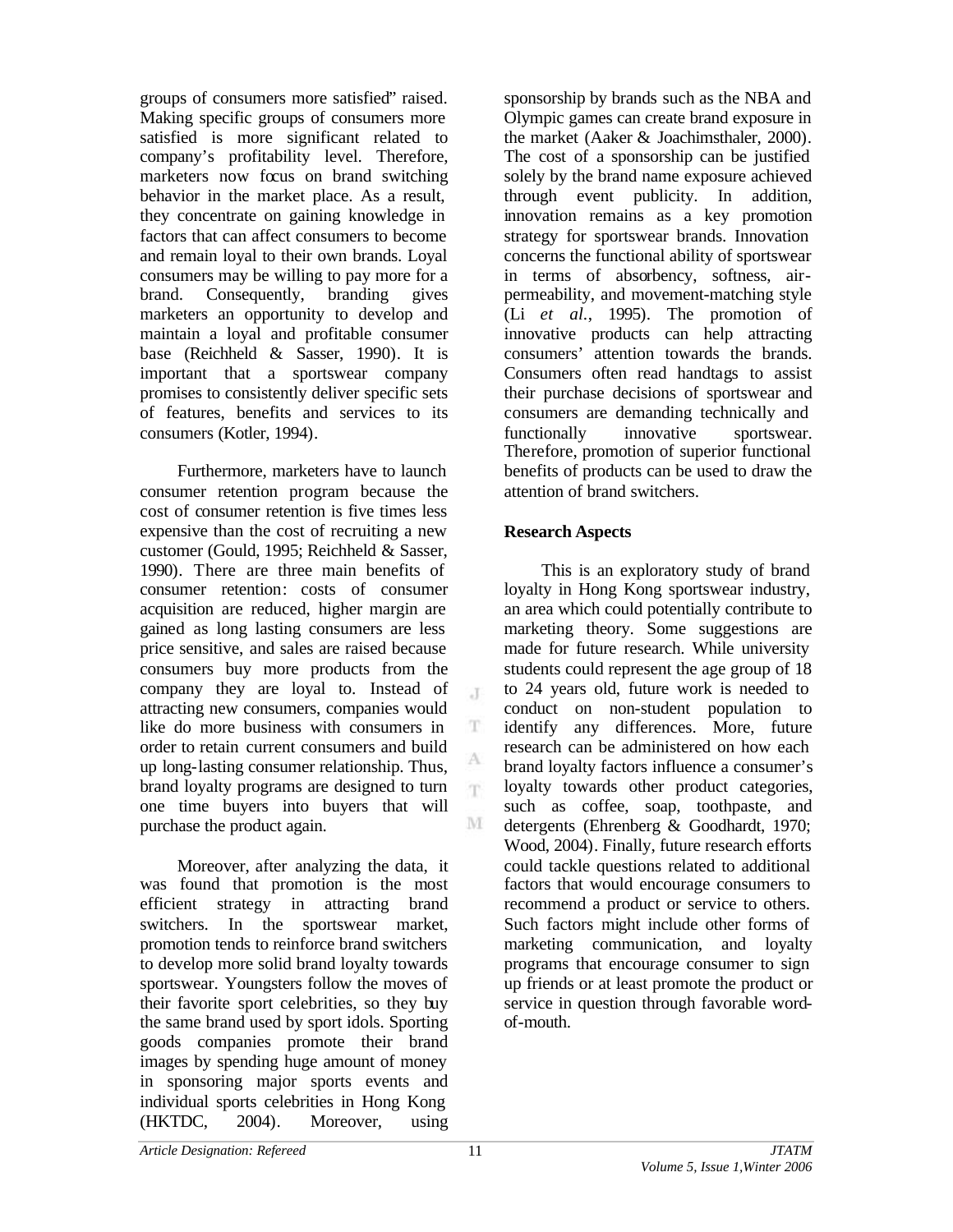groups of consumers more satisfied" raised. Making specific groups of consumers more satisfied is more significant related to company's profitability level. Therefore, marketers now focus on brand switching behavior in the market place. As a result, they concentrate on gaining knowledge in factors that can affect consumers to become and remain loyal to their own brands. Loyal consumers may be willing to pay more for a brand. Consequently, branding gives marketers an opportunity to develop and maintain a loyal and profitable consumer base (Reichheld & Sasser, 1990). It is important that a sportswear company promises to consistently deliver specific sets of features, benefits and services to its consumers (Kotler, 1994).

Furthermore, marketers have to launch consumer retention program because the cost of consumer retention is five times less expensive than the cost of recruiting a new customer (Gould, 1995; Reichheld & Sasser, 1990). There are three main benefits of consumer retention: costs of consumer acquisition are reduced, higher margin are gained as long lasting consumers are less price sensitive, and sales are raised because consumers buy more products from the company they are loyal to. Instead of attracting new consumers, companies would like do more business with consumers in order to retain current consumers and build up long-lasting consumer relationship. Thus, brand loyalty programs are designed to turn one time buyers into buyers that will purchase the product again.

Moreover, after analyzing the data, it was found that promotion is the most efficient strategy in attracting brand switchers. In the sportswear market, promotion tends to reinforce brand switchers to develop more solid brand loyalty towards sportswear. Youngsters follow the moves of their favorite sport celebrities, so they buy the same brand used by sport idols. Sporting goods companies promote their brand images by spending huge amount of money in sponsoring major sports events and individual sports celebrities in Hong Kong (HKTDC, 2004). Moreover, using sponsorship by brands such as the NBA and Olympic games can create brand exposure in the market (Aaker & Joachimsthaler, 2000). The cost of a sponsorship can be justified solely by the brand name exposure achieved through event publicity. In addition, innovation remains as a key promotion strategy for sportswear brands. Innovation concerns the functional ability of sportswear in terms of absorbency, softness, air-permeability, and movement-matching style (Li *et al.*, 1995). The promotion of innovative products can help attracting consumers' attention towards the brands. Consumers often read handtags to assist their purchase decisions of sportswear and consumers are demanding technically and functionally innovative sportswear. Therefore, promotion of superior functional benefits of products can be used to draw the attention of brand switchers.

**Research Aspects**

This is an exploratory study of brand loyalty in Hong Kong sportswear industry, an area which could potentially contribute to marketing theory. Some suggestions are made for future research. While university students could represent the age group of 18 to 24 years old, future work is needed to conduct on non-student population to identify any differences. More, future research can be administered on how each brand loyalty factors influence a consumer's loyalty towards other product categories, such as coffee, soap, toothpaste, and detergents (Ehrenberg & Goodhardt, 1970; Wood, 2004). Finally, future research efforts could tackle questions related to additional factors that would encourage consumers to recommend a product or service to others. Such factors might include other forms of marketing communication, and loyalty programs that encourage consumer to sign up friends or at least promote the product or service in question through favorable word-of-mouth.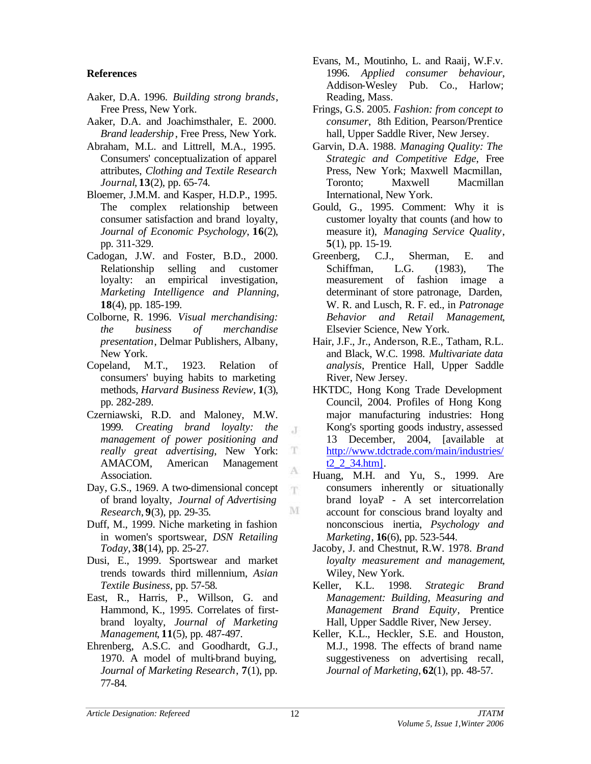## References

Aaker, D.A. 1996. *Building strong brands*, Free Press, New York.

Aaker, D.A. and Joachimsthaler, E. 2000. *Brand leadership*, Free Press, New York.

Abraham, M.L. and Littrell, M.A., 1995. Consumers' conceptualization of apparel attributes, *Clothing and Textile Research Journal*, **13**(2), pp. 65-74.

Bloemer, J.M.M. and Kasper, H.D.P., 1995. The complex relationship between consumer satisfaction and brand loyalty, *Journal of Economic Psychology*, **16**(2), pp. 311-329.

Cadogan, J.W. and Foster, B.D., 2000. Relationship selling and customer loyalty: an empirical investigation, *Marketing Intelligence and Planning*, **18**(4), pp. 185-199.

Colborne, R. 1996. *Visual merchandising: the business of merchandise presentation*, Delmar Publishers, Albany, New York.

Copeland, M.T., 1923. Relation of consumers' buying habits to marketing methods, *Harvard Business Review*, **1**(3), pp. 282-289.

Czerniawski, R.D. and Maloney, M.W. 1999. *Creating brand loyalty: the management of power positioning and really great advertising*, New York: AMACOM, American Management Association.

Day, G.S., 1969. A two-dimensional concept of brand loyalty, *Journal of Advertising Research*, **9**(3), pp. 29-35.

Duff, M., 1999. Niche marketing in fashion in women's sportswear, *DSN Retailing Today*, **38**(14), pp. 25-27.

Dusi, E., 1999. Sportswear and market trends towards third millennium, *Asian Textile Business*, pp. 57-58.

East, R., Harris, P., Willson, G. and Hammond, K., 1995. Correlates of first-brand loyalty, *Journal of Marketing Management*, **11**(5), pp. 487-497.

Ehrenberg, A.S.C. and Goodhardt, G.J., 1970. A model of multi-brand buying, *Journal of Marketing Research*, **7**(1), pp. 77-84.

Evans, M., Moutinho, L. and Raaij, W.F.v. 1996. *Applied consumer behaviour*, Addison-Wesley Pub. Co., Harlow; Reading, Mass.

Frings, G.S. 2005. *Fashion: from concept to consumer*, 8th Edition, Pearson/Prentice hall, Upper Saddle River, New Jersey.

Garvin, D.A. 1988. *Managing Quality: The Strategic and Competitive Edge*, Free Press, New York; Maxwell Macmillan, Toronto; Maxwell Macmillan International, New York.

Gould, G., 1995. Comment: Why it is customer loyalty that counts (and how to measure it), *Managing Service Quality*, **5**(1), pp. 15-19.

Greenberg, C.J., Sherman, E. and Schiffman, L.G. (1983), The measurement of fashion image a determinant of store patronage, Darden, W. R. and Lusch, R. F. ed., in *Patronage Behavior and Retail Management*, Elsevier Science, New York.

Hair, J.F., Jr., Anderson, R.E., Tatham, R.L. and Black, W.C. 1998. *Multivariate data analysis*, Prentice Hall, Upper Saddle River, New Jersey.

HKTDC, Hong Kong Trade Development Council, 2004. Profiles of Hong Kong major manufacturing industries: Hong Kong's sporting goods industry, assessed 13 December, 2004, [available at http://www.tdctrade.com/main/industries/t2_2_34.htm].

Huang, M.H. and Yu, S., 1999. Are consumers inherently or situationally brand loyal? - A set intercorrelation account for conscious brand loyalty and nonconscious inertia, *Psychology and Marketing*, **16**(6), pp. 523-544.

Jacoby, J. and Chestnut, R.W. 1978. *Brand loyalty measurement and management*, Wiley, New York.

Keller, K.L. 1998. *Strategic Brand Management: Building, Measuring and Management Brand Equity*, Prentice Hall, Upper Saddle River, New Jersey.

Keller, K.L., Heckler, S.E. and Houston, M.J., 1998. The effects of brand name suggestiveness on advertising recall, *Journal of Marketing*, **62**(1), pp. 48-57.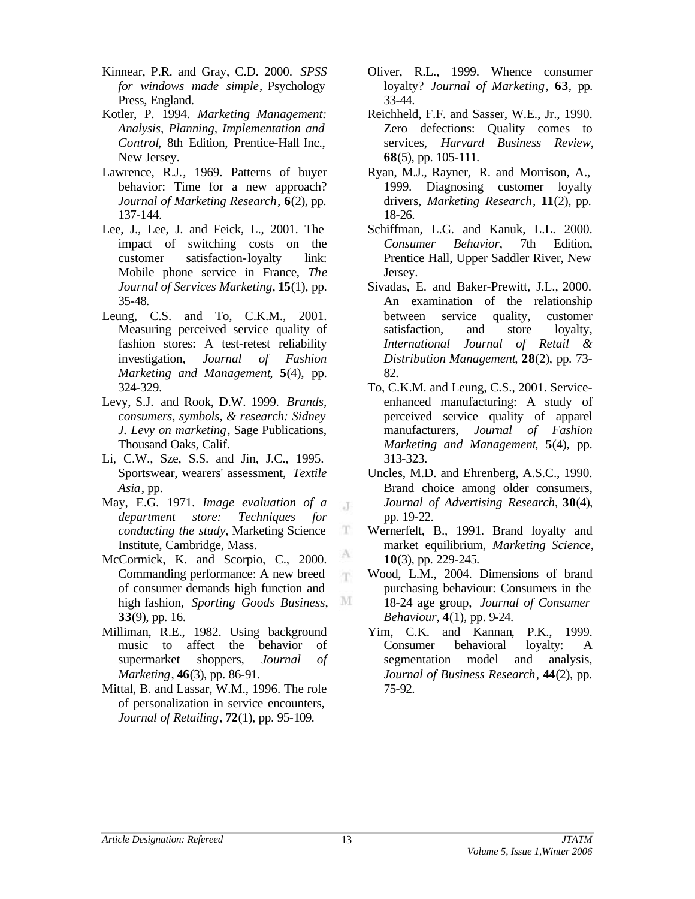Kinnear, P.R. and Gray, C.D. 2000. *SPSS for windows made simple*, Psychology Press, England.

Kotler, P. 1994. *Marketing Management: Analysis, Planning, Implementation and Control*, 8th Edition, Prentice-Hall Inc., New Jersey.

Lawrence, R.J., 1969. Patterns of buyer behavior: Time for a new approach? *Journal of Marketing Research*, **6**(2), pp. 137-144.

Lee, J., Lee, J. and Feick, L., 2001. The impact of switching costs on the customer satisfaction-loyalty link: Mobile phone service in France, *The Journal of Services Marketing*, **15**(1), pp. 35-48.

Leung, C.S. and To, C.K.M., 2001. Measuring perceived service quality of fashion stores: A test-retest reliability investigation, *Journal of Fashion Marketing and Management*, **5**(4), pp. 324-329.

Levy, S.J. and Rook, D.W. 1999. *Brands, consumers, symbols, & research: Sidney J. Levy on marketing*, Sage Publications, Thousand Oaks, Calif.

Li, C.W., Sze, S.S. and Jin, J.C., 1995. Sportswear, wearers' assessment, *Textile Asia*, pp.

May, E.G. 1971. *Image evaluation of a department store: Techniques for conducting the study*, Marketing Science Institute, Cambridge, Mass.

McCormick, K. and Scorpio, C., 2000. Commanding performance: A new breed of consumer demands high function and high fashion, *Sporting Goods Business*, **33**(9), pp. 16.

Milliman, R.E., 1982. Using background music to affect the behavior of supermarket shoppers, *Journal of Marketing*, **46**(3), pp. 86-91.

Mittal, B. and Lassar, W.M., 1996. The role of personalization in service encounters, *Journal of Retailing*, **72**(1), pp. 95-109.

Oliver, R.L., 1999. Whence consumer loyalty? *Journal of Marketing*, **63**, pp. 33-44.

Reichheld, F.F. and Sasser, W.E., Jr., 1990. Zero defections: Quality comes to services, *Harvard Business Review*, **68**(5), pp. 105-111.

Ryan, M.J., Rayner, R. and Morrison, A., 1999. Diagnosing customer loyalty drivers, *Marketing Research*, **11**(2), pp. 18-26.

Schiffman, L.G. and Kanuk, L.L. 2000. *Consumer Behavior*, 7th Edition, Prentice Hall, Upper Saddler River, New Jersey.

Sivadas, E. and Baker-Prewitt, J.L., 2000. An examination of the relationship between service quality, customer satisfaction, and store loyalty, *International Journal of Retail & Distribution Management*, **28**(2), pp. 73-82.

To, C.K.M. and Leung, C.S., 2001. Service-enhanced manufacturing: A study of perceived service quality of apparel manufacturers, *Journal of Fashion Marketing and Management*, **5**(4), pp. 313-323.

Uncles, M.D. and Ehrenberg, A.S.C., 1990. Brand choice among older consumers, *Journal of Advertising Research*, **30**(4), pp. 19-22.

Wernerfelt, B., 1991. Brand loyalty and market equilibrium, *Marketing Science*, **10**(3), pp. 229-245.

Wood, L.M., 2004. Dimensions of brand purchasing behaviour: Consumers in the 18-24 age group, *Journal of Consumer Behaviour*, **4**(1), pp. 9-24.

Yim, C.K. and Kannan, P.K., 1999. Consumer behavioral loyalty: A segmentation model and analysis, *Journal of Business Research*, **44**(2), pp. 75-92.